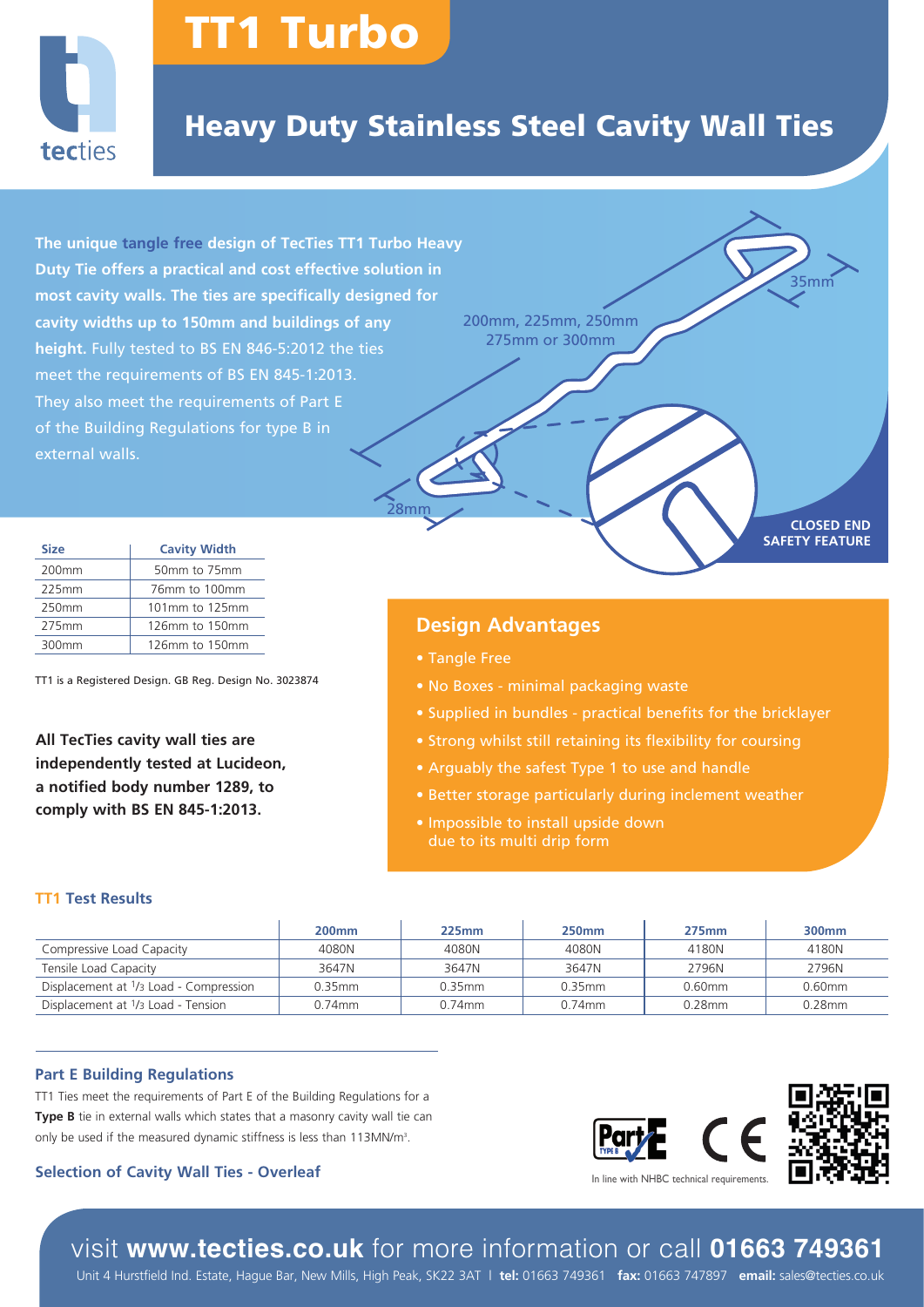tecties

# TT1 Turbo

## Heavy Duty Stainless Steel Cavity Wall Ties

**The unique tangle free design of TecTies TT1 Turbo Heavy Duty Tie offers a practical and cost effective solution in most cavity walls. The ties are specifically designed for cavity widths up to 150mm and buildings of any height.** Fully tested to BS EN 846-5:2012 the ties meet the requirements of BS EN 845-1:2013. They also meet the requirements of Part E of the Building Regulations for type B in external walls.

200mm, 225mm, 250mm 275mm or 300mm

35mm

28mm

**CLOSED END SAFETY FEATURE**

| Size | Cavity Width |
|---|---|
| 200mm | 50mm to 75mm |
| 225mm | 76mm to 100mm |
| 250mm | 101mm to 125mm |
| 275mm | 126mm to 150mm |
| 300mm | 126mm to 150mm |

TT1 is a Registered Design. GB Reg. Design No. 3023874

**All TecTies cavity wall ties are independently tested at Lucideon, a notified body number 1289, to comply with BS EN 845-1:2013.**

## Design Advantages

- Tangle Free
- No Boxes - minimal packaging waste
- Supplied in bundles - practical benefits for the bricklayer
- Strong whilst still retaining its flexibility for coursing
- Arguably the safest Type 1 to use and handle
- Better storage particularly during inclement weather
- Impossible to install upside down due to its multi drip form

### TT1 Test Results

| | 200mm | 225mm | 250mm | 275mm | 300mm |
|---|---|---|---|---|---|
| Compressive Load Capacity | 4080N | 4080N | 4080N | 4180N | 4180N |
| Tensile Load Capacity | 3647N | 3647N | 3647N | 2796N | 2796N |
| Displacement at 1/3 Load - Compression | 0.35mm | 0.35mm | 0.35mm | 0.60mm | 0.60mm |
| Displacement at 1/3 Load - Tension | 0.74mm | 0.74mm | 0.74mm | 0.28mm | 0.28mm |

### Part E Building Regulations

TT1 Ties meet the requirements of Part E of the Building Regulations for a **Type B** tie in external walls which states that a masonry cavity wall tie can only be used if the measured dynamic stiffness is less than 113MN/m³.

### Selection of Cavity Wall Ties - Overleaf

Part E TYPE B CE

In line with NHBC technical requirements.

visit **www.tecties.co.uk** for more information or call **01663 749361**

Unit 4 Hurstfield Ind. Estate, Hague Bar, New Mills, High Peak, SK22 3AT | **tel:** 01663 749361 **fax:** 01663 747897 **email:** sales@tecties.co.uk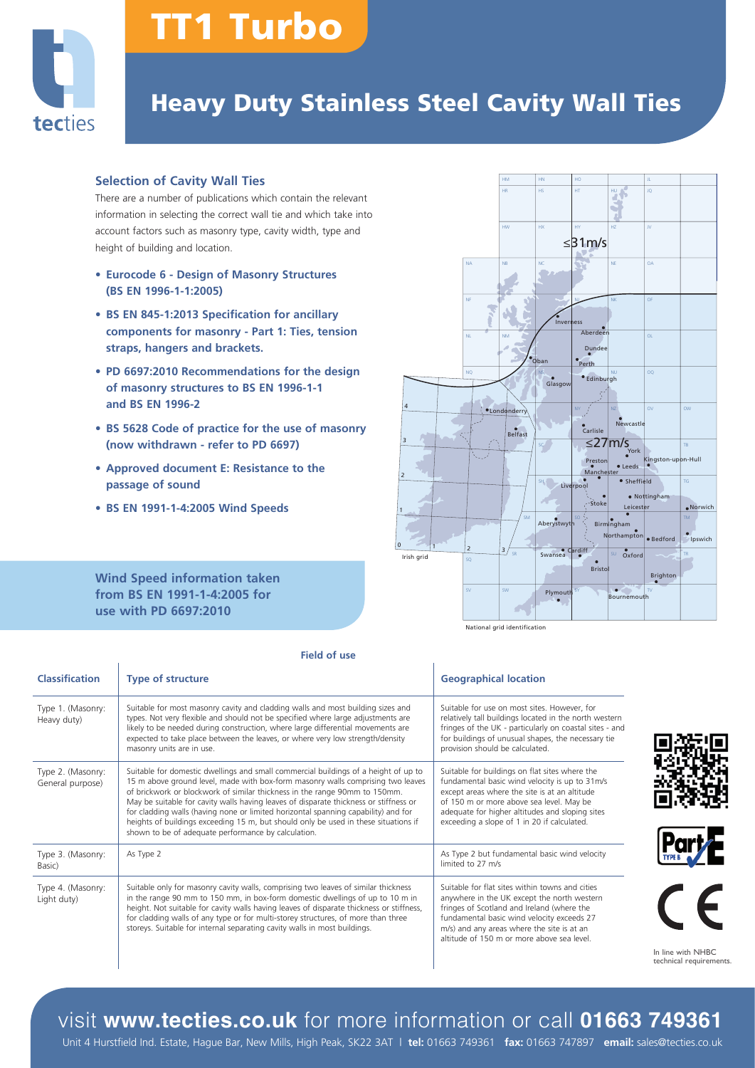# TT1 Turbo

## Heavy Duty Stainless Steel Cavity Wall Ties

### Selection of Cavity Wall Ties

There are a number of publications which contain the relevant information in selecting the correct wall tie and which take into account factors such as masonry type, cavity width, type and height of building and location.

- **Eurocode 6 - Design of Masonry Structures (BS EN 1996-1-1:2005)**
- **BS EN 845-1:2013 Specification for ancillary components for masonry - Part 1: Ties, tension straps, hangers and brackets.**
- **PD 6697:2010 Recommendations for the design of masonry structures to BS EN 1996-1-1 and BS EN 1996-2**
- **BS 5628 Code of practice for the use of masonry (now withdrawn - refer to PD 6697)**
- **Approved document E: Resistance to the passage of sound**
- **BS EN 1991-1-4:2005 Wind Speeds**

**Wind Speed information taken from BS EN 1991-1-4:2005 for use with PD 6697:2010**

≤31m/s

≤27m/s

Irish grid

National grid identification

**Field of use**

| Classification | Type of structure | Geographical location |
|---|---|---|
| Type 1. (Masonry: Heavy duty) | Suitable for most masonry cavity and cladding walls and most building sizes and types. Not very flexible and should not be specified where large adjustments are likely to be needed during construction, where large differential movements are expected to take place between the leaves, or where very low strength/density masonry units are in use. | Suitable for use on most sites. However, for relatively tall buildings located in the north western fringes of the UK - particularly on coastal sites - and for buildings of unusual shapes, the necessary tie provision should be calculated. |
| Type 2. (Masonry: General purpose) | Suitable for domestic dwellings and small commercial buildings of a height of up to 15 m above ground level, made with box-form masonry walls comprising two leaves of brickwork or blockwork of similar thickness in the range 90mm to 150mm. May be suitable for cavity walls having leaves of disparate thickness or stiffness or for cladding walls (having none or limited horizontal spanning capability) and for heights of buildings exceeding 15 m, but should only be used in these situations if shown to be of adequate performance by calculation. | Suitable for buildings on flat sites where the fundamental basic wind velocity is up to 31m/s except areas where the site is at an altitude of 150 m or more above sea level. May be adequate for higher altitudes and sloping sites exceeding a slope of 1 in 20 if calculated. |
| Type 3. (Masonry: Basic) | As Type 2 | As Type 2 but fundamental basic wind velocity limited to 27 m/s |
| Type 4. (Masonry: Light duty) | Suitable only for masonry cavity walls, comprising two leaves of similar thickness in the range 90 mm to 150 mm, in box-form domestic dwellings of up to 10 m in height. Not suitable for cavity walls having leaves of disparate thickness or stiffness, for cladding walls of any type or for multi-storey structures, of more than three storeys. Suitable for internal separating cavity walls in most buildings. | Suitable for flat sites within towns and cities anywhere in the UK except the north western fringes of Scotland and Ireland (where the fundamental basic wind velocity exceeds 27 m/s) and any areas where the site is at an altitude of 150 m or more above sea level. |

In line with NHBC technical requirements.

visit **www.tecties.co.uk** for more information or call **01663 749361**

Unit 4 Hurstfield Ind. Estate, Hague Bar, New Mills, High Peak, SK22 3AT | **tel:** 01663 749361 **fax:** 01663 747897 **email:** sales@tecties.co.uk